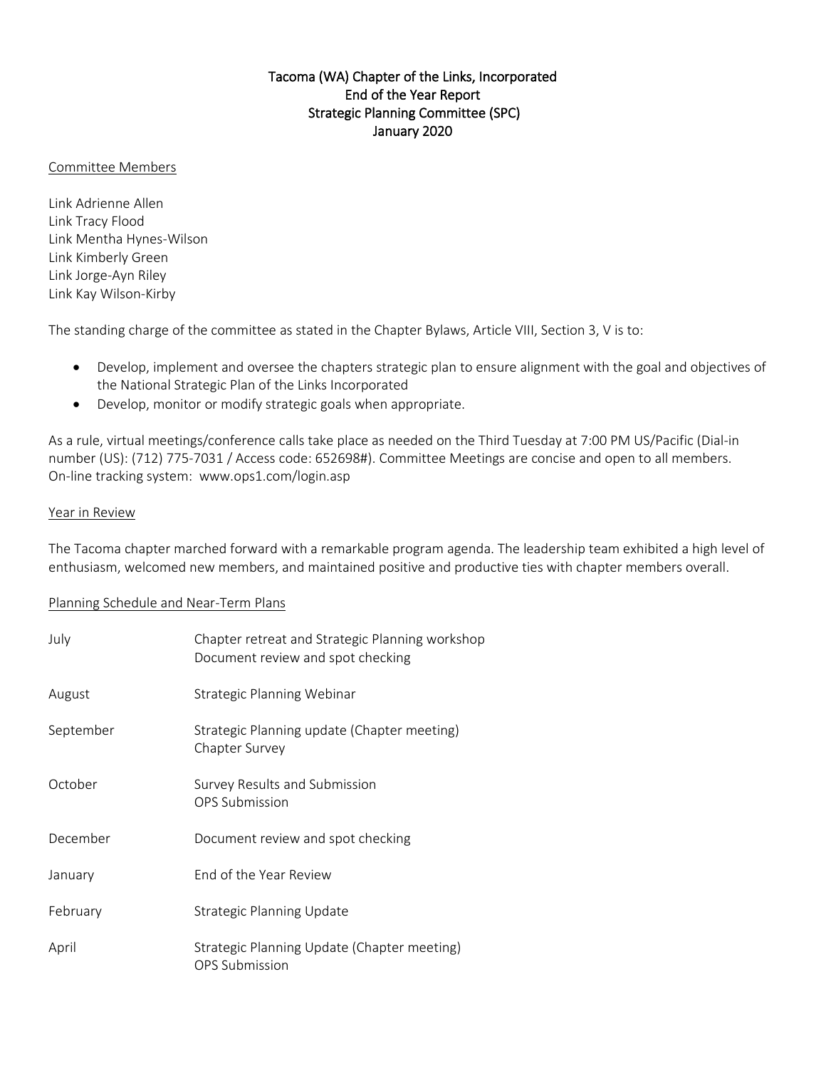# Tacoma (WA) Chapter of the Links, Incorporated
## End of the Year Report
## Strategic Planning Committee (SPC)
## January 2020

### Committee Members

Link Adrienne Allen
Link Tracy Flood
Link Mentha Hynes-Wilson
Link Kimberly Green
Link Jorge-Ayn Riley
Link Kay Wilson-Kirby

The standing charge of the committee as stated in the Chapter Bylaws, Article VIII, Section 3, V is to:

- Develop, implement and oversee the chapters strategic plan to ensure alignment with the goal and objectives of the National Strategic Plan of the Links Incorporated
- Develop, monitor or modify strategic goals when appropriate.

As a rule, virtual meetings/conference calls take place as needed on the Third Tuesday at 7:00 PM US/Pacific (Dial-in number (US): (712) 775-7031 / Access code: 652698#). Committee Meetings are concise and open to all members. On-line tracking system: www.ops1.com/login.asp

### Year in Review

The Tacoma chapter marched forward with a remarkable program agenda. The leadership team exhibited a high level of enthusiasm, welcomed new members, and maintained positive and productive ties with chapter members overall.

### Planning Schedule and Near-Term Plans

| | |
|---|---|
| July | Chapter retreat and Strategic Planning workshop<br>Document review and spot checking |
| August | Strategic Planning Webinar |
| September | Strategic Planning update (Chapter meeting)<br>Chapter Survey |
| October | Survey Results and Submission<br>OPS Submission |
| December | Document review and spot checking |
| January | End of the Year Review |
| February | Strategic Planning Update |
| April | Strategic Planning Update (Chapter meeting)<br>OPS Submission |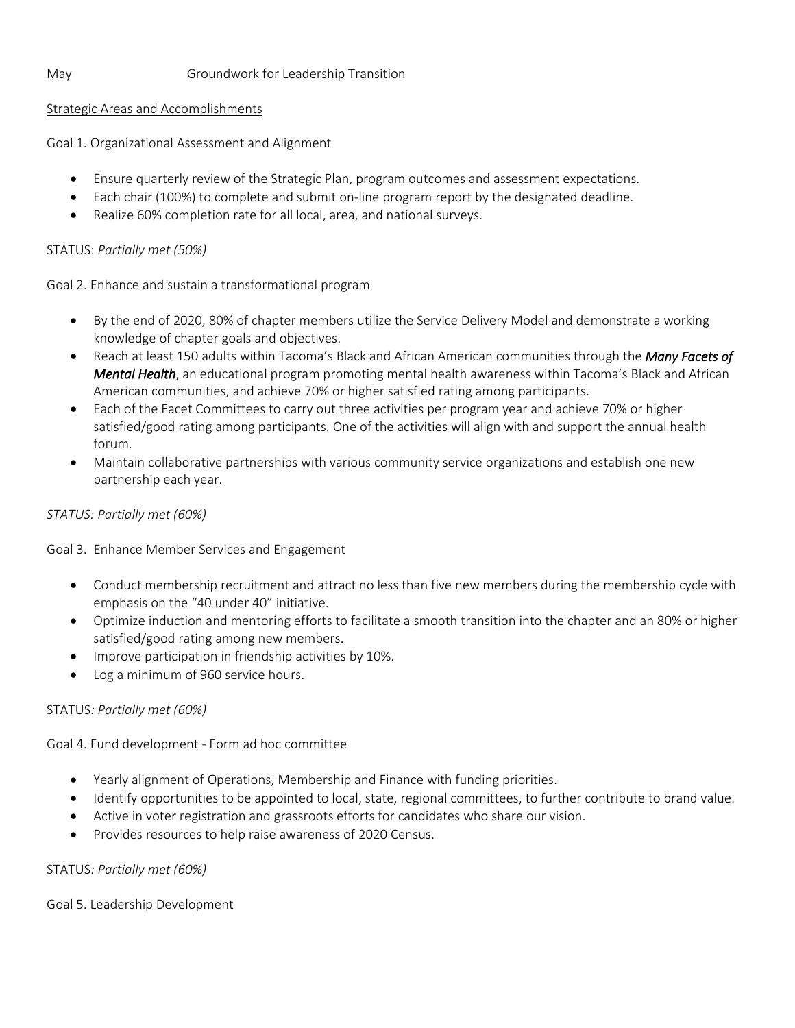May Groundwork for Leadership Transition

<u>Strategic Areas and Accomplishments</u>

Goal 1. Organizational Assessment and Alignment

- Ensure quarterly review of the Strategic Plan, program outcomes and assessment expectations.
- Each chair (100%) to complete and submit on-line program report by the designated deadline.
- Realize 60% completion rate for all local, area, and national surveys.

STATUS: *Partially met (50%)*

Goal 2. Enhance and sustain a transformational program

- By the end of 2020, 80% of chapter members utilize the Service Delivery Model and demonstrate a working knowledge of chapter goals and objectives.
- Reach at least 150 adults within Tacoma's Black and African American communities through the ***Many Facets of Mental Health***, an educational program promoting mental health awareness within Tacoma's Black and African American communities, and achieve 70% or higher satisfied rating among participants.
- Each of the Facet Committees to carry out three activities per program year and achieve 70% or higher satisfied/good rating among participants. One of the activities will align with and support the annual health forum.
- Maintain collaborative partnerships with various community service organizations and establish one new partnership each year.

*STATUS: Partially met (60%)*

Goal 3. Enhance Member Services and Engagement

- Conduct membership recruitment and attract no less than five new members during the membership cycle with emphasis on the "40 under 40" initiative.
- Optimize induction and mentoring efforts to facilitate a smooth transition into the chapter and an 80% or higher satisfied/good rating among new members.
- Improve participation in friendship activities by 10%.
- Log a minimum of 960 service hours.

STATUS*: Partially met (60%)*

Goal 4. Fund development - Form ad hoc committee

- Yearly alignment of Operations, Membership and Finance with funding priorities.
- Identify opportunities to be appointed to local, state, regional committees, to further contribute to brand value.
- Active in voter registration and grassroots efforts for candidates who share our vision.
- Provides resources to help raise awareness of 2020 Census.

STATUS*: Partially met (60%)*

Goal 5. Leadership Development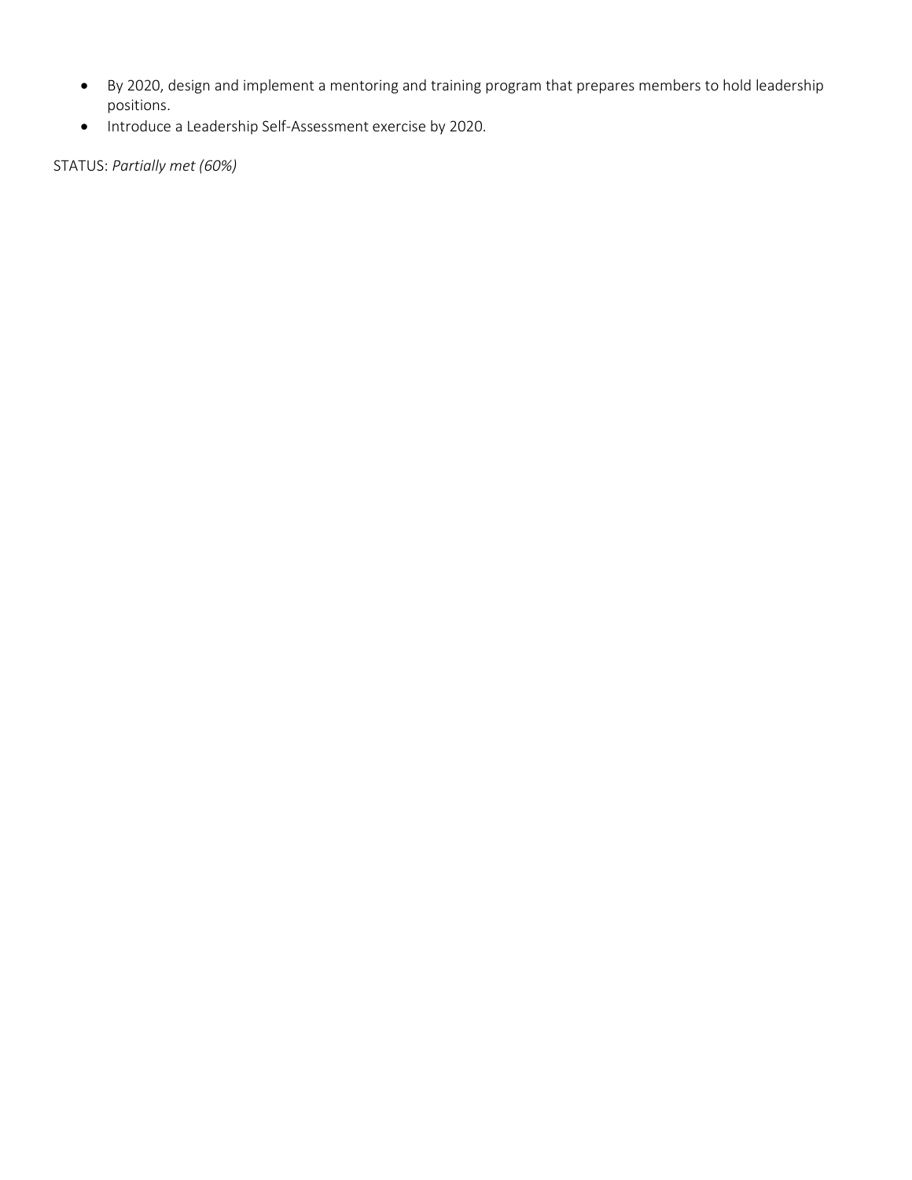- By 2020, design and implement a mentoring and training program that prepares members to hold leadership positions.
- Introduce a Leadership Self-Assessment exercise by 2020.

STATUS: *Partially met (60%)*